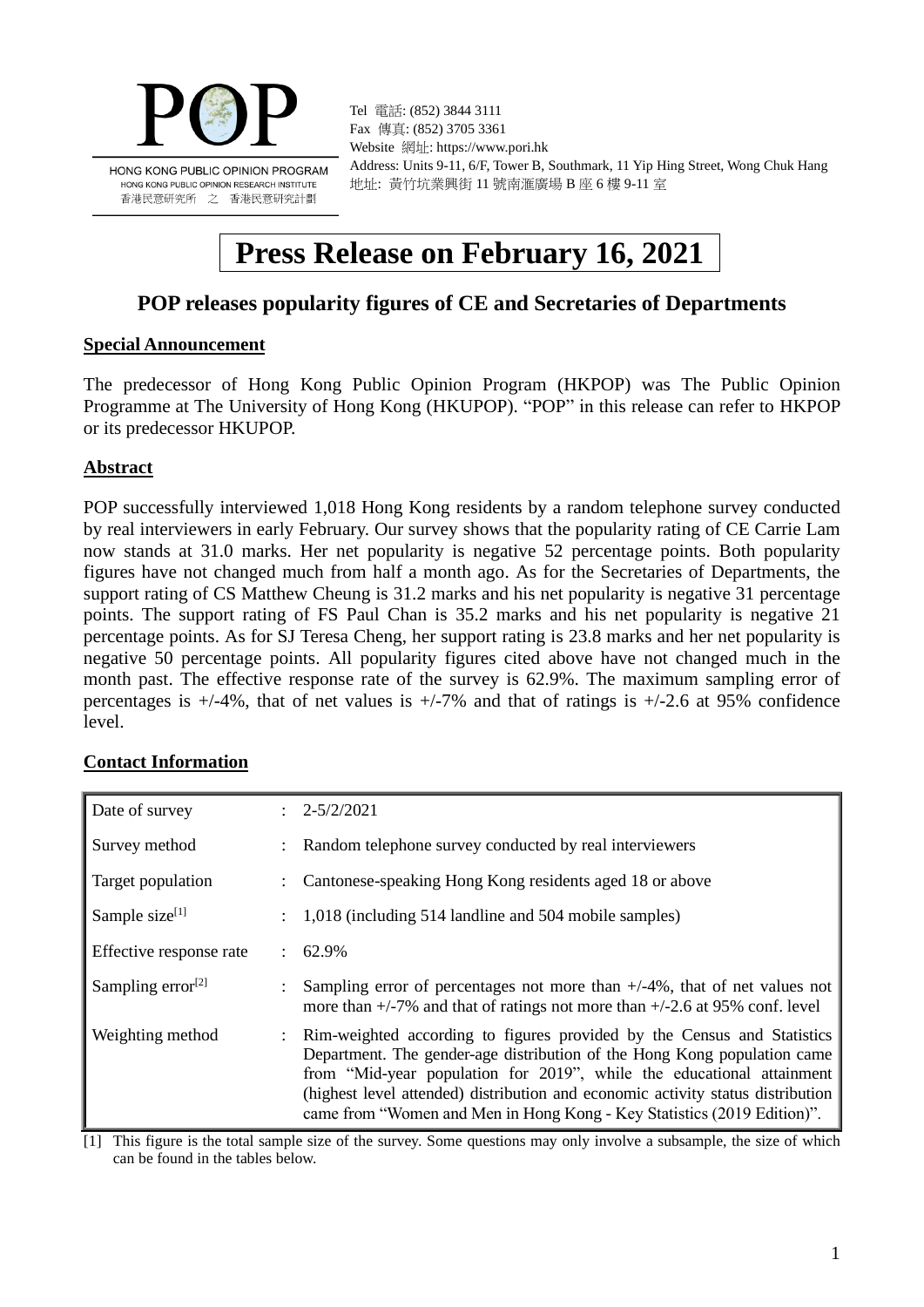HONG KONG PUBLIC OPINION PROGRAM
HONG KONG PUBLIC OPINION RESEARCH INSTITUTE
香港民意研究所 之 香港民意研究計劃

Tel 電話: (852) 3844 3111
Fax 傳真: (852) 3705 3361
Website 網址: https://www.pori.hk
Address: Units 9-11, 6/F, Tower B, Southmark, 11 Yip Hing Street, Wong Chuk Hang
地址: 黃竹坑業興街 11 號南滙廣場 B 座 6 樓 9-11 室

# Press Release on February 16, 2021

## POP releases popularity figures of CE and Secretaries of Departments

### Special Announcement

The predecessor of Hong Kong Public Opinion Program (HKPOP) was The Public Opinion Programme at The University of Hong Kong (HKUPOP). "POP" in this release can refer to HKPOP or its predecessor HKUPOP.

### Abstract

POP successfully interviewed 1,018 Hong Kong residents by a random telephone survey conducted by real interviewers in early February. Our survey shows that the popularity rating of CE Carrie Lam now stands at 31.0 marks. Her net popularity is negative 52 percentage points. Both popularity figures have not changed much from half a month ago. As for the Secretaries of Departments, the support rating of CS Matthew Cheung is 31.2 marks and his net popularity is negative 31 percentage points. The support rating of FS Paul Chan is 35.2 marks and his net popularity is negative 21 percentage points. As for SJ Teresa Cheng, her support rating is 23.8 marks and her net popularity is negative 50 percentage points. All popularity figures cited above have not changed much in the month past. The effective response rate of the survey is 62.9%. The maximum sampling error of percentages is +/-4%, that of net values is +/-7% and that of ratings is +/-2.6 at 95% confidence level.

### Contact Information

| | | |
|---|---|---|
| Date of survey | : | 2-5/2/2021 |
| Survey method | : | Random telephone survey conducted by real interviewers |
| Target population | : | Cantonese-speaking Hong Kong residents aged 18 or above |
| Sample size[1] | : | 1,018 (including 514 landline and 504 mobile samples) |
| Effective response rate | : | 62.9% |
| Sampling error[2] | : | Sampling error of percentages not more than +/-4%, that of net values not more than +/-7% and that of ratings not more than +/-2.6 at 95% conf. level |
| Weighting method | : | Rim-weighted according to figures provided by the Census and Statistics Department. The gender-age distribution of the Hong Kong population came from "Mid-year population for 2019", while the educational attainment (highest level attended) distribution and economic activity status distribution came from "Women and Men in Hong Kong - Key Statistics (2019 Edition)". |

[1] This figure is the total sample size of the survey. Some questions may only involve a subsample, the size of which can be found in the tables below.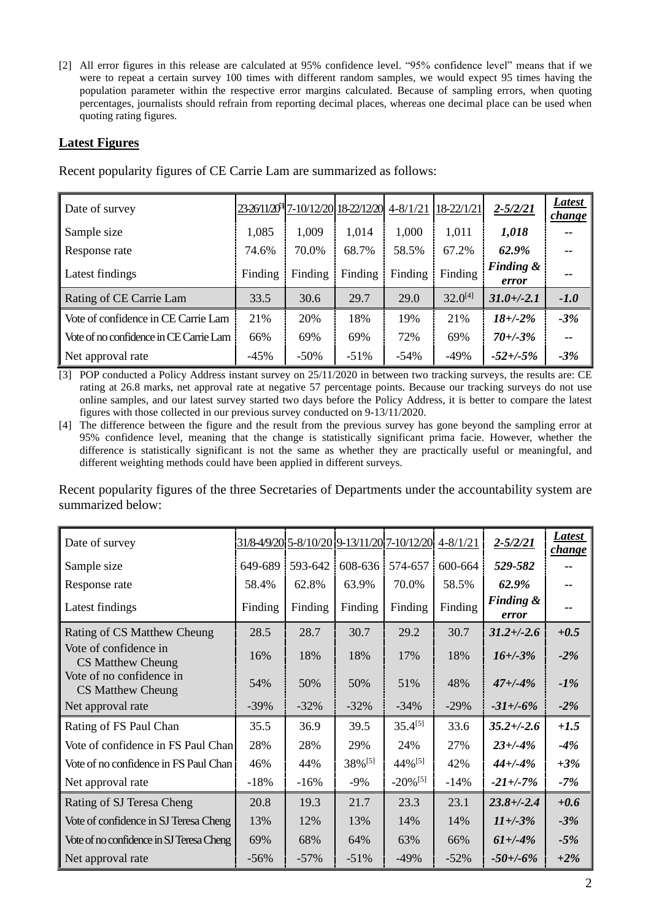[2] All error figures in this release are calculated at 95% confidence level. "95% confidence level" means that if we were to repeat a certain survey 100 times with different random samples, we would expect 95 times having the population parameter within the respective error margins calculated. Because of sampling errors, when quoting percentages, journalists should refrain from reporting decimal places, whereas one decimal place can be used when quoting rating figures.

## Latest Figures

Recent popularity figures of CE Carrie Lam are summarized as follows:

| Date of survey | 23-26/11/20[3] | 7-10/12/20 | 18-22/12/20 | 4-8/1/21 | 18-22/1/21 | ***2-5/2/21*** | ***Latest change*** |
|---|---|---|---|---|---|---|---|
| Sample size | 1,085 | 1,009 | 1,014 | 1,000 | 1,011 | ***1,018*** | -- |
| Response rate | 74.6% | 70.0% | 68.7% | 58.5% | 67.2% | ***62.9%*** | -- |
| Latest findings | Finding | Finding | Finding | Finding | Finding | ***Finding & error*** | -- |
| Rating of CE Carrie Lam | 33.5 | 30.6 | 29.7 | 29.0 | 32.0[4] | ***31.0+/-2.1*** | ***-1.0*** |
| Vote of confidence in CE Carrie Lam | 21% | 20% | 18% | 19% | 21% | ***18+/-2%*** | ***-3%*** |
| Vote of no confidence in CE Carrie Lam | 66% | 69% | 69% | 72% | 69% | ***70+/-3%*** | -- |
| Net approval rate | -45% | -50% | -51% | -54% | -49% | ***-52+/-5%*** | ***-3%*** |

[3] POP conducted a Policy Address instant survey on 25/11/2020 in between two tracking surveys, the results are: CE rating at 26.8 marks, net approval rate at negative 57 percentage points. Because our tracking surveys do not use online samples, and our latest survey started two days before the Policy Address, it is better to compare the latest figures with those collected in our previous survey conducted on 9-13/11/2020.

[4] The difference between the figure and the result from the previous survey has gone beyond the sampling error at 95% confidence level, meaning that the change is statistically significant prima facie. However, whether the difference is statistically significant is not the same as whether they are practically useful or meaningful, and different weighting methods could have been applied in different surveys.

Recent popularity figures of the three Secretaries of Departments under the accountability system are summarized below:

| Date of survey | 31/8-4/9/20 | 5-8/10/20 | 9-13/11/20 | 7-10/12/20 | 4-8/1/21 | ***2-5/2/21*** | ***Latest change*** |
|---|---|---|---|---|---|---|---|
| Sample size | 649-689 | 593-642 | 608-636 | 574-657 | 600-664 | ***529-582*** | -- |
| Response rate | 58.4% | 62.8% | 63.9% | 70.0% | 58.5% | ***62.9%*** | -- |
| Latest findings | Finding | Finding | Finding | Finding | Finding | ***Finding & error*** | -- |
| Rating of CS Matthew Cheung | 28.5 | 28.7 | 30.7 | 29.2 | 30.7 | ***31.2+/-2.6*** | ***+0.5*** |
| Vote of confidence in CS Matthew Cheung | 16% | 18% | 18% | 17% | 18% | ***16+/-3%*** | ***-2%*** |
| Vote of no confidence in CS Matthew Cheung | 54% | 50% | 50% | 51% | 48% | ***47+/-4%*** | ***-1%*** |
| Net approval rate | -39% | -32% | -32% | -34% | -29% | ***-31+/-6%*** | ***-2%*** |
| Rating of FS Paul Chan | 35.5 | 36.9 | 39.5 | 35.4[5] | 33.6 | ***35.2+/-2.6*** | ***+1.5*** |
| Vote of confidence in FS Paul Chan | 28% | 28% | 29% | 24% | 27% | ***23+/-4%*** | ***-4%*** |
| Vote of no confidence in FS Paul Chan | 46% | 44% | 38%[5] | 44%[5] | 42% | ***44+/-4%*** | ***+3%*** |
| Net approval rate | -18% | -16% | -9% | -20%[5] | -14% | ***-21+/-7%*** | ***-7%*** |
| Rating of SJ Teresa Cheng | 20.8 | 19.3 | 21.7 | 23.3 | 23.1 | ***23.8+/-2.4*** | ***+0.6*** |
| Vote of confidence in SJ Teresa Cheng | 13% | 12% | 13% | 14% | 14% | ***11+/-3%*** | ***-3%*** |
| Vote of no confidence in SJ Teresa Cheng | 69% | 68% | 64% | 63% | 66% | ***61+/-4%*** | ***-5%*** |
| Net approval rate | -56% | -57% | -51% | -49% | -52% | ***-50+/-6%*** | ***+2%*** |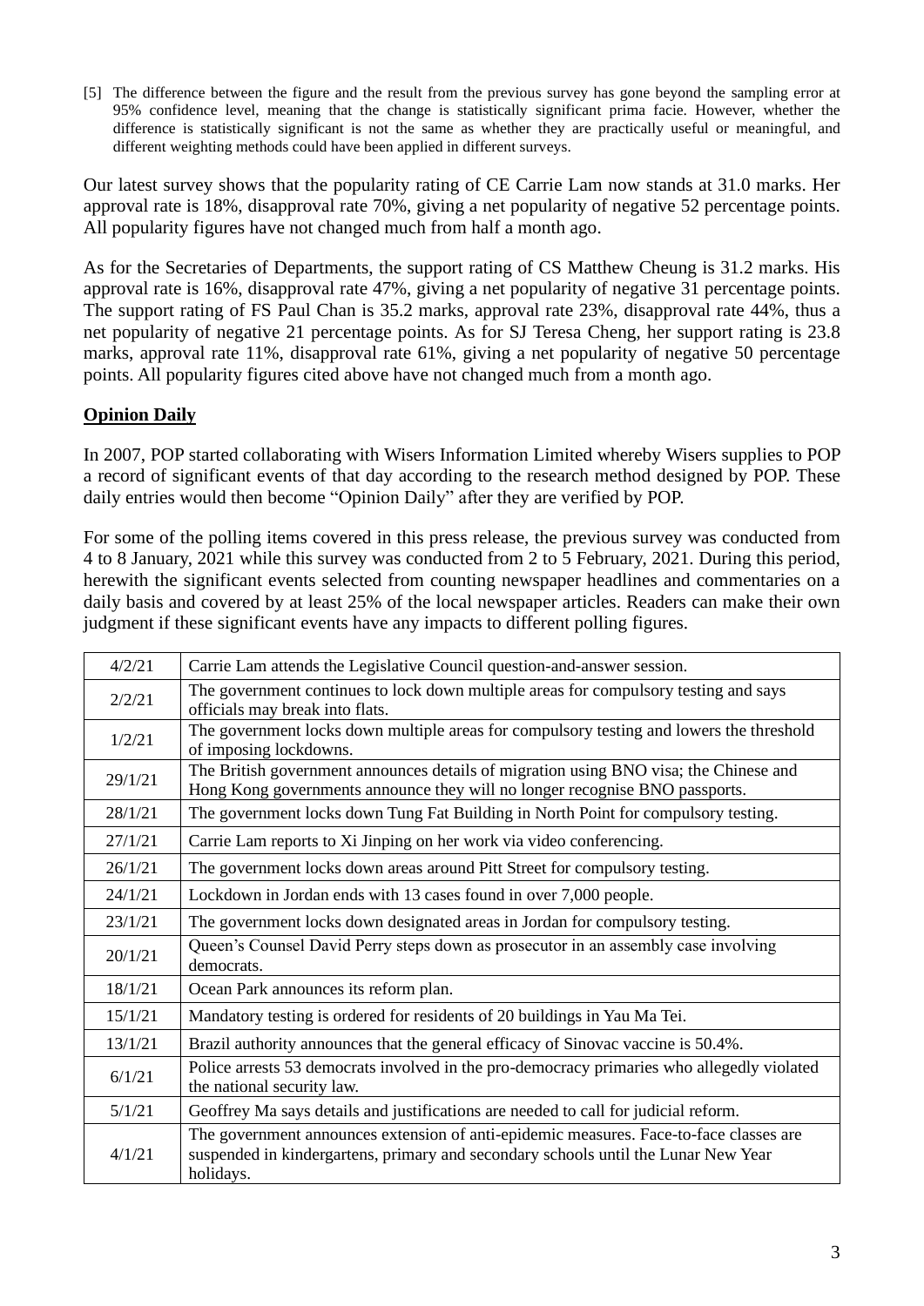[5] The difference between the figure and the result from the previous survey has gone beyond the sampling error at 95% confidence level, meaning that the change is statistically significant prima facie. However, whether the difference is statistically significant is not the same as whether they are practically useful or meaningful, and different weighting methods could have been applied in different surveys.

Our latest survey shows that the popularity rating of CE Carrie Lam now stands at 31.0 marks. Her approval rate is 18%, disapproval rate 70%, giving a net popularity of negative 52 percentage points. All popularity figures have not changed much from half a month ago.

As for the Secretaries of Departments, the support rating of CS Matthew Cheung is 31.2 marks. His approval rate is 16%, disapproval rate 47%, giving a net popularity of negative 31 percentage points. The support rating of FS Paul Chan is 35.2 marks, approval rate 23%, disapproval rate 44%, thus a net popularity of negative 21 percentage points. As for SJ Teresa Cheng, her support rating is 23.8 marks, approval rate 11%, disapproval rate 61%, giving a net popularity of negative 50 percentage points. All popularity figures cited above have not changed much from a month ago.

## Opinion Daily

In 2007, POP started collaborating with Wisers Information Limited whereby Wisers supplies to POP a record of significant events of that day according to the research method designed by POP. These daily entries would then become "Opinion Daily" after they are verified by POP.

For some of the polling items covered in this press release, the previous survey was conducted from 4 to 8 January, 2021 while this survey was conducted from 2 to 5 February, 2021. During this period, herewith the significant events selected from counting newspaper headlines and commentaries on a daily basis and covered by at least 25% of the local newspaper articles. Readers can make their own judgment if these significant events have any impacts to different polling figures.

| Date | Event |
|---|---|
| 4/2/21 | Carrie Lam attends the Legislative Council question-and-answer session. |
| 2/2/21 | The government continues to lock down multiple areas for compulsory testing and says officials may break into flats. |
| 1/2/21 | The government locks down multiple areas for compulsory testing and lowers the threshold of imposing lockdowns. |
| 29/1/21 | The British government announces details of migration using BNO visa; the Chinese and Hong Kong governments announce they will no longer recognise BNO passports. |
| 28/1/21 | The government locks down Tung Fat Building in North Point for compulsory testing. |
| 27/1/21 | Carrie Lam reports to Xi Jinping on her work via video conferencing. |
| 26/1/21 | The government locks down areas around Pitt Street for compulsory testing. |
| 24/1/21 | Lockdown in Jordan ends with 13 cases found in over 7,000 people. |
| 23/1/21 | The government locks down designated areas in Jordan for compulsory testing. |
| 20/1/21 | Queen's Counsel David Perry steps down as prosecutor in an assembly case involving democrats. |
| 18/1/21 | Ocean Park announces its reform plan. |
| 15/1/21 | Mandatory testing is ordered for residents of 20 buildings in Yau Ma Tei. |
| 13/1/21 | Brazil authority announces that the general efficacy of Sinovac vaccine is 50.4%. |
| 6/1/21 | Police arrests 53 democrats involved in the pro-democracy primaries who allegedly violated the national security law. |
| 5/1/21 | Geoffrey Ma says details and justifications are needed to call for judicial reform. |
| 4/1/21 | The government announces extension of anti-epidemic measures. Face-to-face classes are suspended in kindergartens, primary and secondary schools until the Lunar New Year holidays. |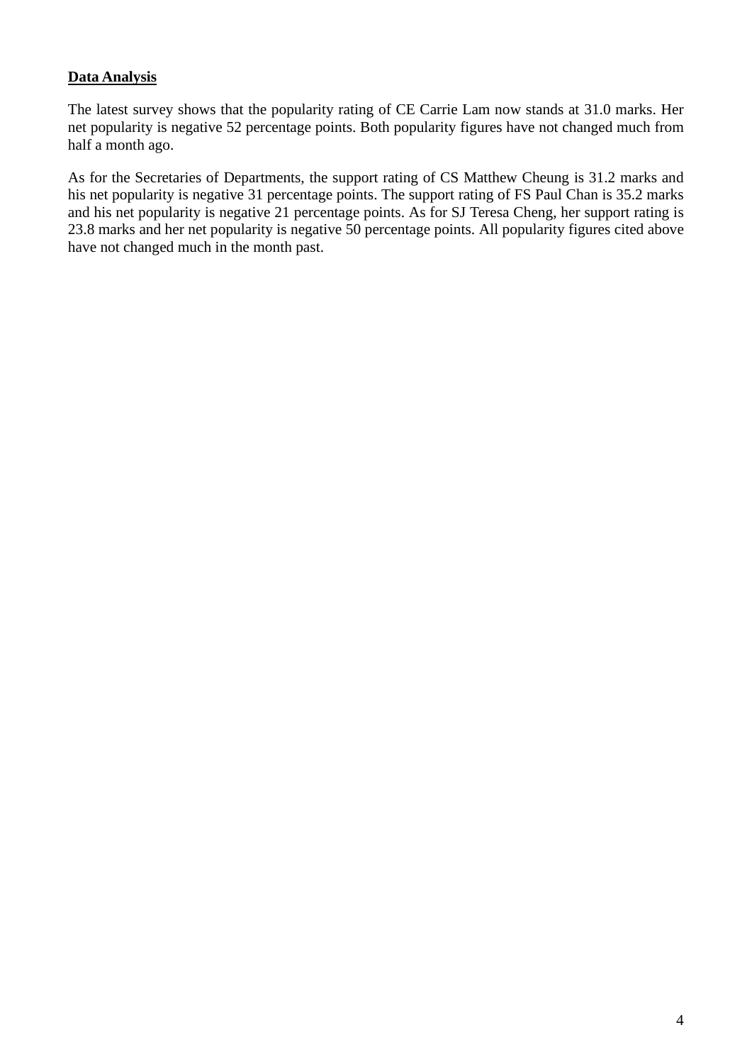**<u>Data Analysis</u>**

The latest survey shows that the popularity rating of CE Carrie Lam now stands at 31.0 marks. Her net popularity is negative 52 percentage points. Both popularity figures have not changed much from half a month ago.

As for the Secretaries of Departments, the support rating of CS Matthew Cheung is 31.2 marks and his net popularity is negative 31 percentage points. The support rating of FS Paul Chan is 35.2 marks and his net popularity is negative 21 percentage points. As for SJ Teresa Cheng, her support rating is 23.8 marks and her net popularity is negative 50 percentage points. All popularity figures cited above have not changed much in the month past.